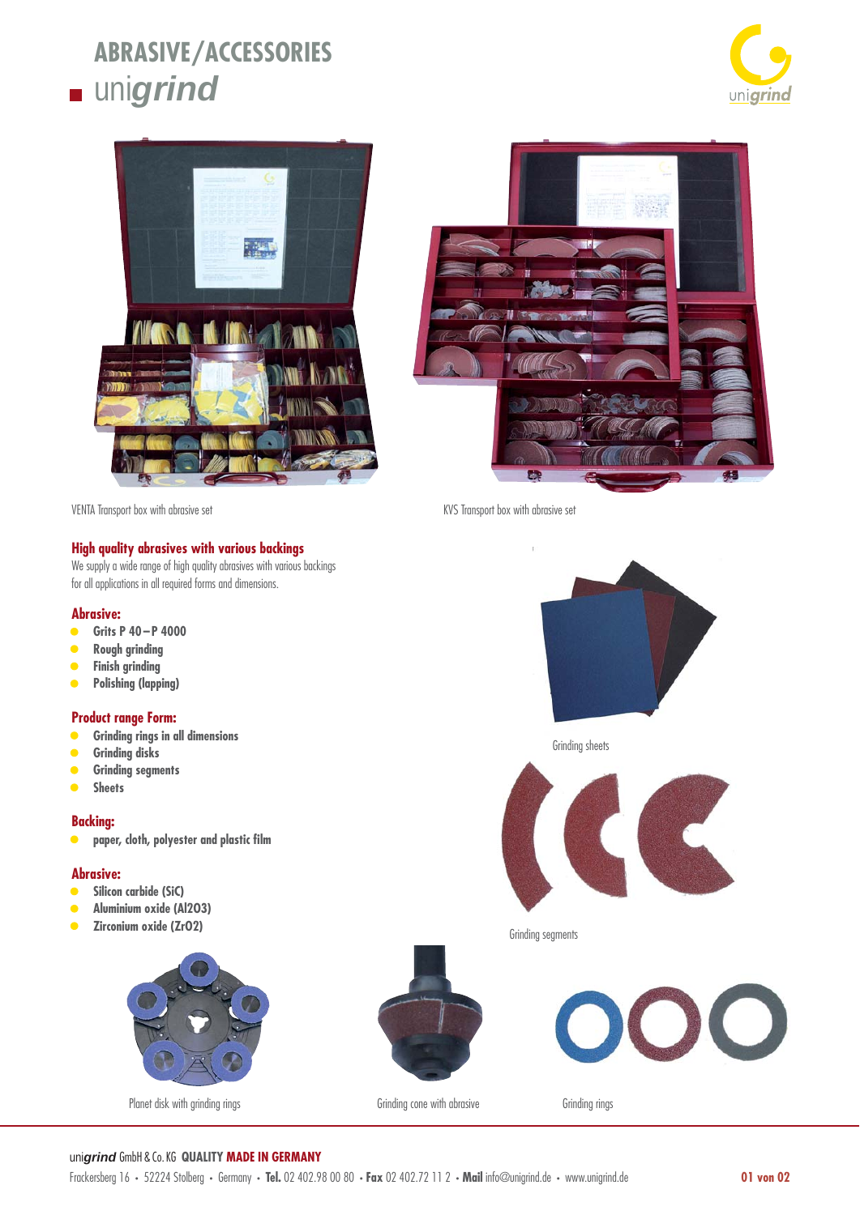# ABRASIVE/ACCESSORIES

## unigrind

VENTA Transport box with abrasive set

KVS Transport box with abrasive set

### High quality abrasives with various backings

We supply a wide range of high quality abrasives with various backings for all applications in all required forms and dimensions.

### Abrasive:

- **Grits P 40 – P 4000**
- **Rough grinding**
- **Finish grinding**
- **Polishing (lapping)**

### Product range Form:

- **Grinding rings in all dimensions**
- **Grinding disks**
- **Grinding segments**
- **Sheets**

### Backing:

- **paper, cloth, polyester and plastic film**

### Abrasive:

- **Silicon carbide (SiC)**
- **Aluminium oxide (Al2O3)**
- **Zirconium oxide (ZrO2)**

Grinding sheets

Grinding segments

Planet disk with grinding rings

Grinding cone with abrasive

Grinding rings

uni*grind* GmbH & Co. KG **QUALITY MADE IN GERMANY**

Frackersberg 16 • 52224 Stolberg • Germany • **Tel.** 02 402.98 00 80 • **Fax** 02 402.72 11 2 • **Mail** info@unigrind.de • www.unigrind.de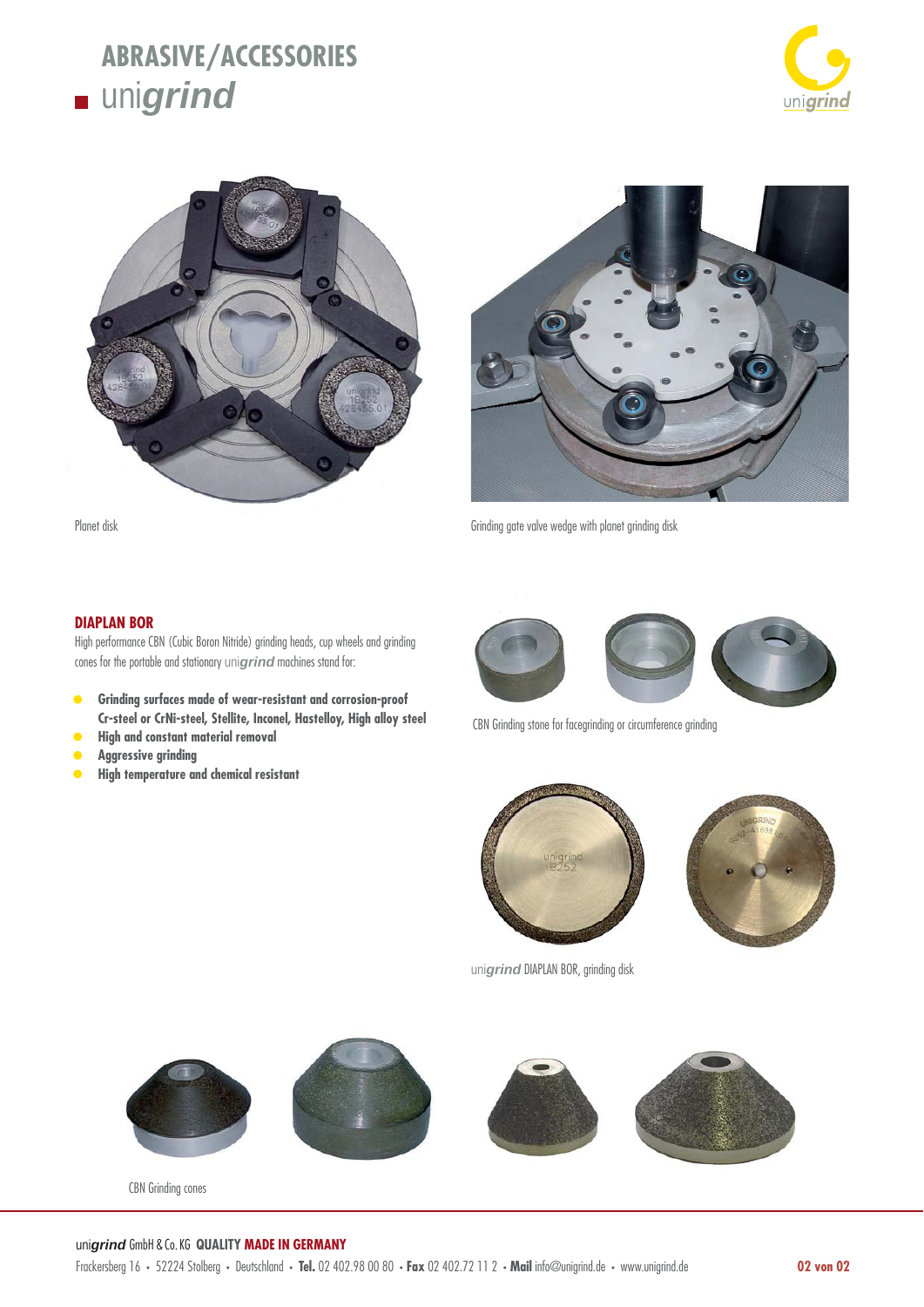# ABRASIVE/ACCESSORIES

## unigrind

Planet disk

Grinding gate valve wedge with planet grinding disk

### DIAPLAN BOR

High performance CBN (Cubic Boron Nitride) grinding heads, cup wheels and grinding cones for the portable and stationary machines of the unigrind machines stand for:

- **Grinding surfaces made of wear-resistant and corrosion-proof Cr-steel or CrNi-steel, Stellite, Inconel, Hastelloy, High alloy steel**
- **High and constant material removal**
- **Aggressive grinding**
- **High temperature and chemical resistant**

CBN Grinding stone for facegrinding or circumference grinding

unigrind DIAPLAN BOR, grinding disk

CBN Grinding cones

unigrind GmbH & Co. KG **QUALITY MADE IN GERMANY**

Frackersberg 16 • 52224 Stolberg • Deutschland • **Tel.** 02 402.98 00 80 • **Fax** 02 402.72 11 2 • **Mail** info@unigrind.de • www.unigrind.de